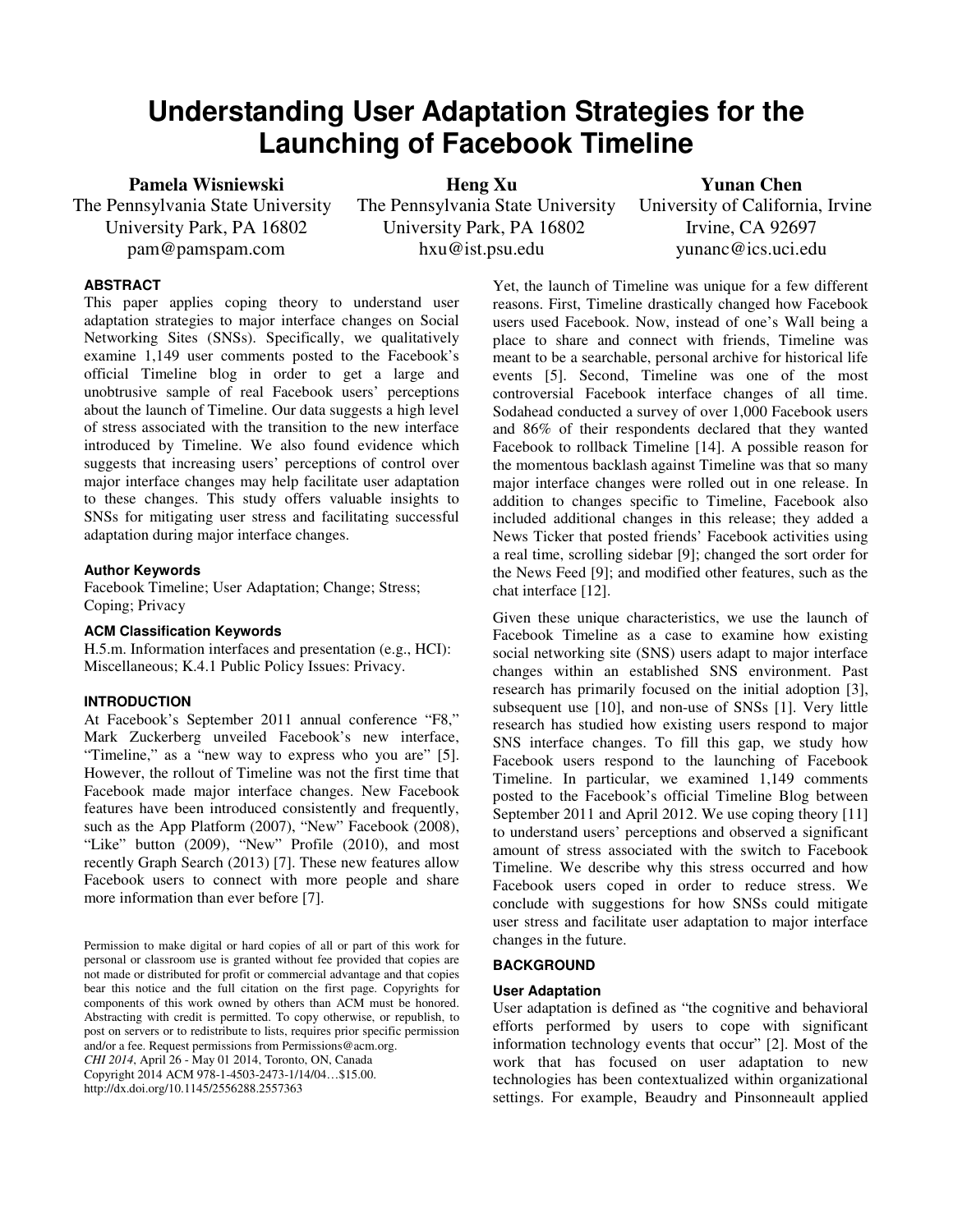# Understanding User Adaptation Strategies for the Launching of Facebook Timeline

**Pamela Wisniewski**
The Pennsylvania State University
University Park, PA 16802
pam@pamspam.com

**Heng Xu**
The Pennsylvania State University
University Park, PA 16802
hxu@ist.psu.edu

**Yunan Chen**
University of California, Irvine
Irvine, CA 92697
yunanc@ics.uci.edu

## ABSTRACT

This paper applies coping theory to understand user adaptation strategies to major interface changes on Social Networking Sites (SNSs). Specifically, we qualitatively examine 1,149 user comments posted to the Facebook's official Timeline blog in order to get a large and unobtrusive sample of real Facebook users' perceptions about the launch of Timeline. Our data suggests a high level of stress associated with the transition to the new interface introduced by Timeline. We also found evidence which suggests that increasing users' perceptions of control over major interface changes may help facilitate user adaptation to these changes. This study offers valuable insights to SNSs for mitigating user stress and facilitating successful adaptation during major interface changes.

### Author Keywords

Facebook Timeline; User Adaptation; Change; Stress; Coping; Privacy

### ACM Classification Keywords

H.5.m. Information interfaces and presentation (e.g., HCI): Miscellaneous; K.4.1 Public Policy Issues: Privacy.

## INTRODUCTION

At Facebook's September 2011 annual conference "F8," Mark Zuckerberg unveiled Facebook's new interface, "Timeline," as a "new way to express who you are" [5]. However, the rollout of Timeline was not the first time that Facebook made major interface changes. New Facebook features have been introduced consistently and frequently, such as the App Platform (2007), "New" Facebook (2008), "Like" button (2009), "New" Profile (2010), and most recently Graph Search (2013) [7]. These new features allow Facebook users to connect with more people and share more information than ever before [7].

Permission to make digital or hard copies of all or part of this work for personal or classroom use is granted without fee provided that copies are not made or distributed for profit or commercial advantage and that copies bear this notice and the full citation on the first page. Copyrights for components of this work owned by others than ACM must be honored. Abstracting with credit is permitted. To copy otherwise, or republish, to post on servers or to redistribute to lists, requires prior specific permission and/or a fee. Request permissions from Permissions@acm.org.
*CHI 2014*, April 26 - May 01 2014, Toronto, ON, Canada
Copyright 2014 ACM 978-1-4503-2473-1/14/04…$15.00.
http://dx.doi.org/10.1145/2556288.2557363

Yet, the launch of Timeline was unique for a few different reasons. First, Timeline drastically changed how Facebook users used Facebook. Now, instead of one's Wall being a place to share and connect with friends, Timeline was meant to be a searchable, personal archive for historical life events [5]. Second, Timeline was one of the most controversial Facebook interface changes of all time. Sodahead conducted a survey of over 1,000 Facebook users and 86% of their respondents declared that they wanted Facebook to rollback Timeline [14]. A possible reason for the momentous backlash against Timeline was that so many major interface changes were rolled out in one release. In addition to changes specific to Timeline, Facebook also included additional changes in this release; they added a News Ticker that posted friends' Facebook activities using a real time, scrolling sidebar [9]; changed the sort order for the News Feed [9]; and modified other features, such as the chat interface [12].

Given these unique characteristics, we use the launch of Facebook Timeline as a case to examine how existing social networking site (SNS) users adapt to major interface changes within an established SNS environment. Past research has primarily focused on the initial adoption [3], subsequent use [10], and non-use of SNSs [1]. Very little research has studied how existing users respond to major SNS interface changes. To fill this gap, we study how Facebook users respond to the launching of Facebook Timeline. In particular, we examined 1,149 comments posted to the Facebook's official Timeline Blog between September 2011 and April 2012. We use coping theory [11] to understand users' perceptions and observed a significant amount of stress associated with the switch to Facebook Timeline. We describe why this stress occurred and how Facebook users coped in order to reduce stress. We conclude with suggestions for how SNSs could mitigate user stress and facilitate user adaptation to major interface changes in the future.

## BACKGROUND

### User Adaptation

User adaptation is defined as "the cognitive and behavioral efforts performed by users to cope with significant information technology events that occur" [2]. Most of the work that has focused on user adaptation to new technologies has been contextualized within organizational settings. For example, Beaudry and Pinsonneault applied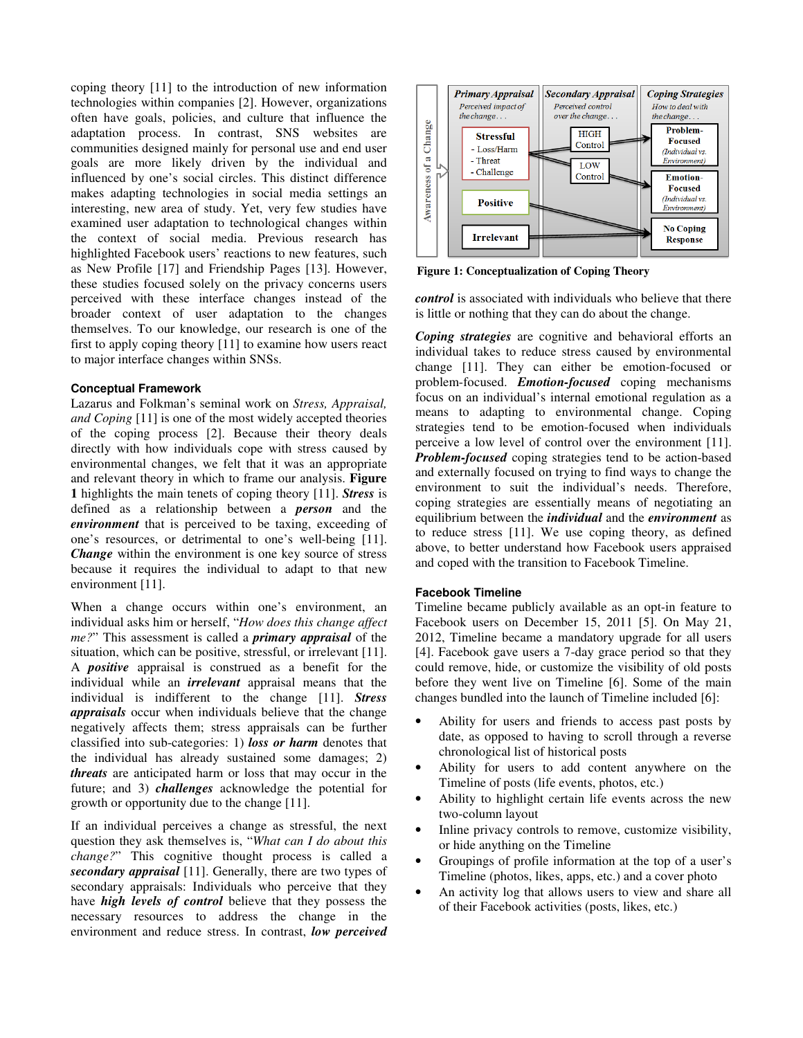coping theory [11] to the introduction of new information technologies within companies [2]. However, organizations often have goals, policies, and culture that influence the adaptation process. In contrast, SNS websites are communities designed mainly for personal use and end user goals are more likely driven by the individual and influenced by one's social circles. This distinct difference makes adapting technologies in social media settings an interesting, new area of study. Yet, very few studies have examined user adaptation to technological changes within the context of social media. Previous research has highlighted Facebook users' reactions to new features, such as New Profile [17] and Friendship Pages [13]. However, these studies focused solely on the privacy concerns users perceived with these interface changes instead of the broader context of user adaptation to the changes themselves. To our knowledge, our research is one of the first to apply coping theory [11] to examine how users react to major interface changes within SNSs.

### Conceptual Framework

Lazarus and Folkman's seminal work on *Stress, Appraisal, and Coping* [11] is one of the most widely accepted theories of the coping process [2]. Because their theory deals directly with how individuals cope with stress caused by environmental changes, we felt that it was an appropriate and relevant theory in which to frame our analysis. **Figure 1** highlights the main tenets of coping theory [11]. ***Stress*** is defined as a relationship between a ***person*** and the ***environment*** that is perceived to be taxing, exceeding of one's resources, or detrimental to one's well-being [11]. ***Change*** within the environment is one key source of stress because it requires the individual to adapt to that new environment [11].

When a change occurs within one's environment, an individual asks him or herself, "*How does this change affect me?*" This assessment is called a ***primary appraisal*** of the situation, which can be positive, stressful, or irrelevant [11]. A ***positive*** appraisal is construed as a benefit for the individual while an ***irrelevant*** appraisal means that the individual is indifferent to the change [11]. ***Stress appraisals*** occur when individuals believe that the change negatively affects them; stress appraisals can be further classified into sub-categories: 1) ***loss or harm*** denotes that the individual has already sustained some damages; 2) ***threats*** are anticipated harm or loss that may occur in the future; and 3) ***challenges*** acknowledge the potential for growth or opportunity due to the change [11].

If an individual perceives a change as stressful, the next question they ask themselves is, "*What can I do about this change?*" This cognitive thought process is called a ***secondary appraisal*** [11]. Generally, there are two types of secondary appraisals: Individuals who perceive that they have ***high levels of control*** believe that they possess the necessary resources to address the change in the environment and reduce stress. In contrast, ***low perceived control*** is associated with individuals who believe that there is little or nothing that they can do about the change.

**Figure 1: Conceptualization of Coping Theory**

***Coping strategies*** are cognitive and behavioral efforts an individual takes to reduce stress caused by environmental change [11]. They can either be emotion-focused or problem-focused. ***Emotion-focused*** coping mechanisms focus on an individual's internal emotional regulation as a means to adapting to environmental change. Coping strategies tend to be emotion-focused when individuals perceive a low level of control over the environment [11]. ***Problem-focused*** coping strategies tend to be action-based and externally focused on trying to find ways to change the environment to suit the individual's needs. Therefore, coping strategies are essentially means of negotiating an equilibrium between the ***individual*** and the ***environment*** as to reduce stress [11]. We use coping theory, as defined above, to better understand how Facebook users appraised and coped with the transition to Facebook Timeline.

### Facebook Timeline

Timeline became publicly available as an opt-in feature to Facebook users on December 15, 2011 [5]. On May 21, 2012, Timeline became a mandatory upgrade for all users [4]. Facebook gave users a 7-day grace period so that they could remove, hide, or customize the visibility of old posts before they went live on Timeline [6]. Some of the main changes bundled into the launch of Timeline included [6]:

- Ability for users and friends to access past posts by date, as opposed to having to scroll through a reverse chronological list of historical posts
- Ability for users to add content anywhere on the Timeline of posts (life events, photos, etc.)
- Ability to highlight certain life events across the new two-column layout
- Inline privacy controls to remove, customize visibility, or hide anything on the Timeline
- Groupings of profile information at the top of a user's Timeline (photos, likes, apps, etc.) and a cover photo
- An activity log that allows users to view and share all of their Facebook activities (posts, likes, etc.)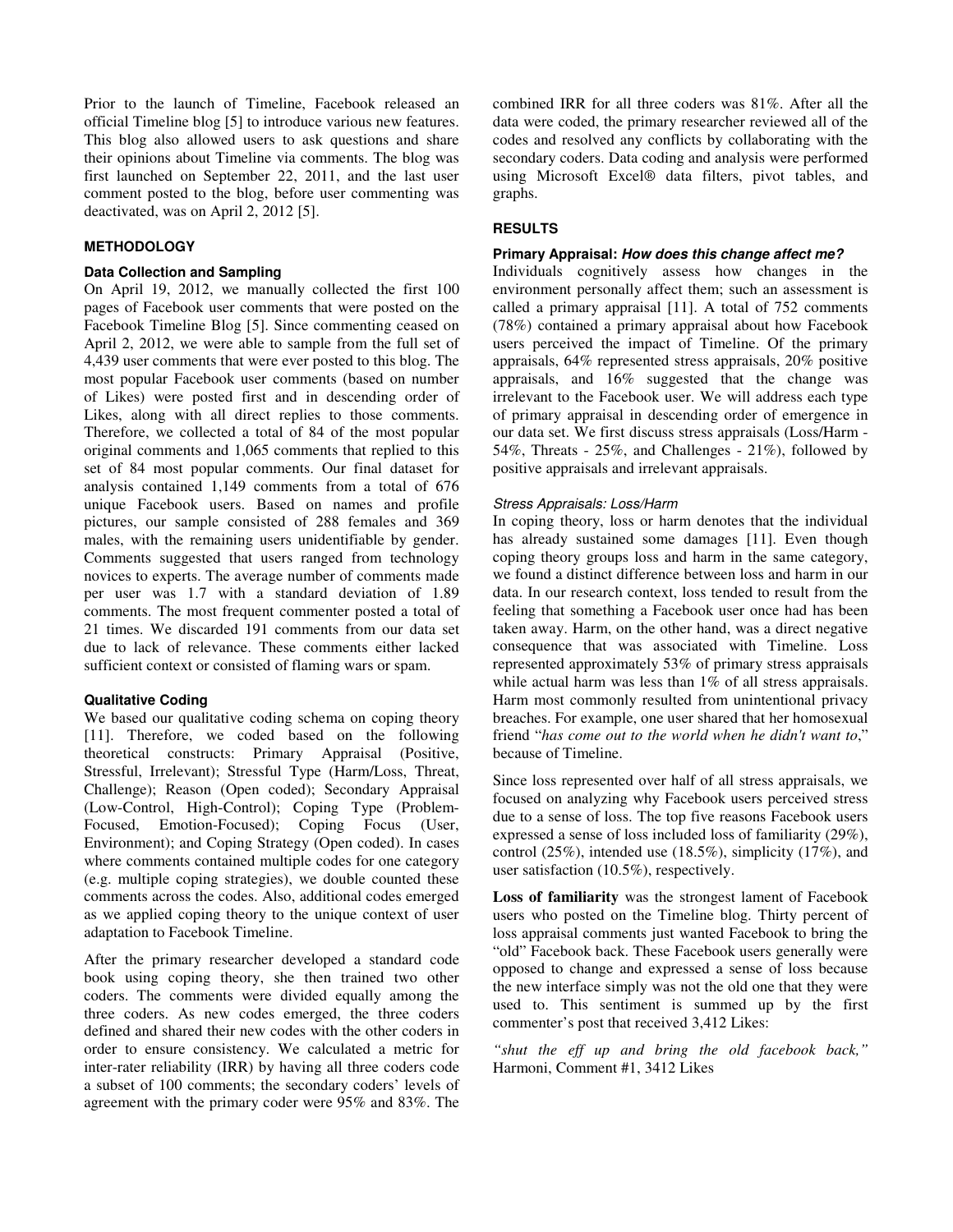Prior to the launch of Timeline, Facebook released an official Timeline blog [5] to introduce various new features. This blog also allowed users to ask questions and share their opinions about Timeline via comments. The blog was first launched on September 22, 2011, and the last user comment posted to the blog, before user commenting was deactivated, was on April 2, 2012 [5].

## METHODOLOGY

### Data Collection and Sampling

On April 19, 2012, we manually collected the first 100 pages of Facebook user comments that were posted on the Facebook Timeline Blog [5]. Since commenting ceased on April 2, 2012, we were able to sample from the full set of 4,439 user comments that were ever posted to this blog. The most popular Facebook user comments (based on number of Likes) were posted first and in descending order of Likes, along with all direct replies to those comments. Therefore, we collected a total of 84 of the most popular original comments and 1,065 comments that replied to this set of 84 most popular comments. Our final dataset for analysis contained 1,149 comments from a total of 676 unique Facebook users. Based on names and profile pictures, our sample consisted of 288 females and 369 males, with the remaining users unidentifiable by gender. Comments suggested that users ranged from technology novices to experts. The average number of comments made per user was 1.7 with a standard deviation of 1.89 comments. The most frequent commenter posted a total of 21 times. We discarded 191 comments from our data set due to lack of relevance. These comments either lacked sufficient context or consisted of flaming wars or spam.

### Qualitative Coding

We based our qualitative coding schema on coping theory [11]. Therefore, we coded based on the following theoretical constructs: Primary Appraisal (Positive, Stressful, Irrelevant); Stressful Type (Harm/Loss, Threat, Challenge); Reason (Open coded); Secondary Appraisal (Low-Control, High-Control); Coping Type (Problem-Focused, Emotion-Focused); Coping Focus (User, Environment); and Coping Strategy (Open coded). In cases where comments contained multiple codes for one category (e.g. multiple coping strategies), we double counted these comments across the codes. Also, additional codes emerged as we applied coping theory to the unique context of user adaptation to Facebook Timeline.

After the primary researcher developed a standard code book using coping theory, she then trained two other coders. The comments were divided equally among the three coders. As new codes emerged, the three coders defined and shared their new codes with the other coders in order to ensure consistency. We calculated a metric for inter-rater reliability (IRR) by having all three coders code a subset of 100 comments; the secondary coders' levels of agreement with the primary coder were 95% and 83%. The combined IRR for all three coders was 81%. After all the data were coded, the primary researcher reviewed all of the codes and resolved any conflicts by collaborating with the secondary coders. Data coding and analysis were performed using Microsoft Excel® data filters, pivot tables, and graphs.

## RESULTS

### Primary Appraisal: *How does this change affect me?*

Individuals cognitively assess how changes in the environment personally affect them; such an assessment is called a primary appraisal [11]. A total of 752 comments (78%) contained a primary appraisal about how Facebook users perceived the impact of Timeline. Of the primary appraisals, 64% represented stress appraisals, 20% positive appraisals, and 16% suggested that the change was irrelevant to the Facebook user. We will address each type of primary appraisal in descending order of emergence in our data set. We first discuss stress appraisals (Loss/Harm - 54%, Threats - 25%, and Challenges - 21%), followed by positive appraisals and irrelevant appraisals.

#### *Stress Appraisals: Loss/Harm*

In coping theory, loss or harm denotes that the individual has already sustained some damages [11]. Even though coping theory groups loss and harm in the same category, we found a distinct difference between loss and harm in our data. In our research context, loss tended to result from the feeling that something a Facebook user once had has been taken away. Harm, on the other hand, was a direct negative consequence that was associated with Timeline. Loss represented approximately 53% of primary stress appraisals while actual harm was less than 1% of all stress appraisals. Harm most commonly resulted from unintentional privacy breaches. For example, one user shared that her homosexual friend "*has come out to the world when he didn't want to*," because of Timeline.

Since loss represented over half of all stress appraisals, we focused on analyzing why Facebook users perceived stress due to a sense of loss. The top five reasons Facebook users expressed a sense of loss included loss of familiarity (29%), control (25%), intended use (18.5%), simplicity (17%), and user satisfaction (10.5%), respectively.

**Loss of familiarity** was the strongest lament of Facebook users who posted on the Timeline blog. Thirty percent of loss appraisal comments just wanted Facebook to bring the "old" Facebook back. These Facebook users generally were opposed to change and expressed a sense of loss because the new interface simply was not the old one that they were used to. This sentiment is summed up by the first commenter's post that received 3,412 Likes:

*"shut the eff up and bring the old facebook back,"* Harmoni, Comment #1, 3412 Likes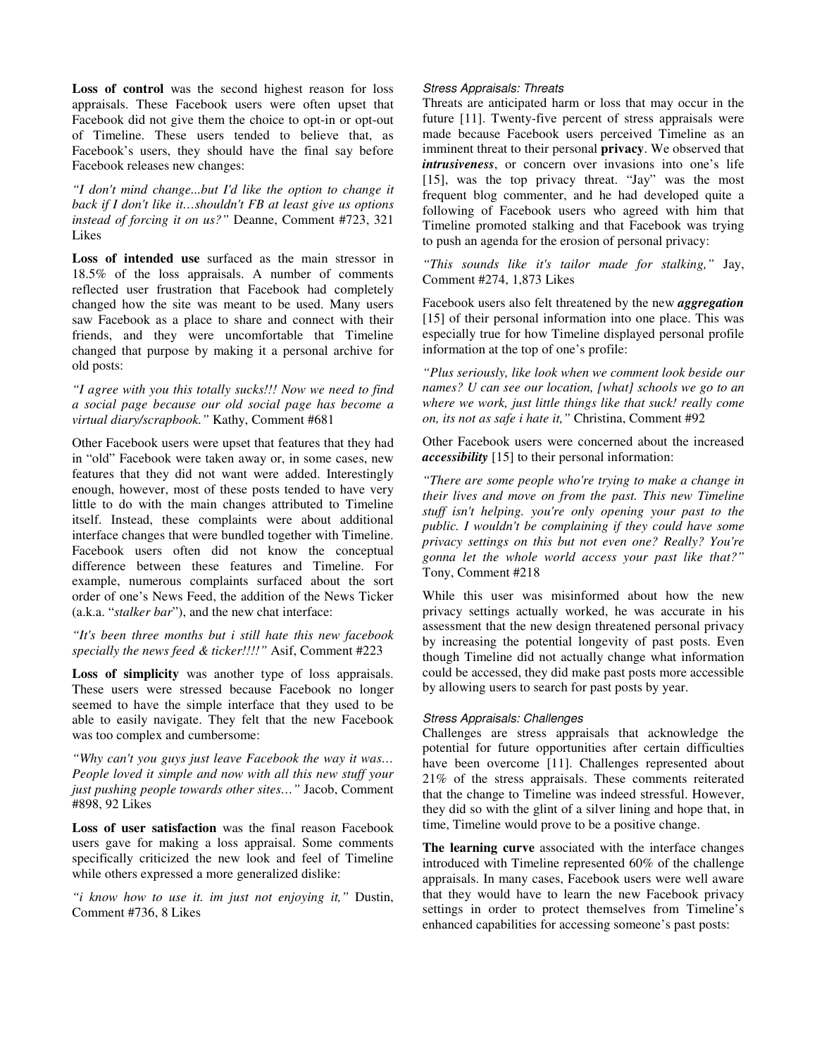**Loss of control** was the second highest reason for loss appraisals. These Facebook users were often upset that Facebook did not give them the choice to opt-in or opt-out of Timeline. These users tended to believe that, as Facebook's users, they should have the final say before Facebook releases new changes:

*"I don't mind change...but I'd like the option to change it back if I don't like it…shouldn't FB at least give us options instead of forcing it on us?"* Deanne, Comment #723, 321 Likes

**Loss of intended use** surfaced as the main stressor in 18.5% of the loss appraisals. A number of comments reflected user frustration that Facebook had completely changed how the site was meant to be used. Many users saw Facebook as a place to share and connect with their friends, and they were uncomfortable that Timeline changed that purpose by making it a personal archive for old posts:

*"I agree with you this totally sucks!!! Now we need to find a social page because our old social page has become a virtual diary/scrapbook."* Kathy, Comment #681

Other Facebook users were upset that features that they had in "old" Facebook were taken away or, in some cases, new features that they did not want were added. Interestingly enough, however, most of these posts tended to have very little to do with the main changes attributed to Timeline itself. Instead, these complaints were about additional interface changes that were bundled together with Timeline. Facebook users often did not know the conceptual difference between these features and Timeline. For example, numerous complaints surfaced about the sort order of one's News Feed, the addition of the News Ticker (a.k.a. "*stalker bar*"), and the new chat interface:

*"It's been three months but i still hate this new facebook specially the news feed & ticker!!!!"* Asif, Comment #223

**Loss of simplicity** was another type of loss appraisals. These users were stressed because Facebook no longer seemed to have the simple interface that they used to be able to easily navigate. They felt that the new Facebook was too complex and cumbersome:

*"Why can't you guys just leave Facebook the way it was… People loved it simple and now with all this new stuff your just pushing people towards other sites…"* Jacob, Comment #898, 92 Likes

**Loss of user satisfaction** was the final reason Facebook users gave for making a loss appraisal. Some comments specifically criticized the new look and feel of Timeline while others expressed a more generalized dislike:

*"i know how to use it. im just not enjoying it,"* Dustin, Comment #736, 8 Likes

#### Stress Appraisals: Threats

Threats are anticipated harm or loss that may occur in the future [11]. Twenty-five percent of stress appraisals were made because Facebook users perceived Timeline as an imminent threat to their personal **privacy**. We observed that ***intrusiveness***, or concern over invasions into one's life [15], was the top privacy threat. "Jay" was the most frequent blog commenter, and he had developed quite a following of Facebook users who agreed with him that Timeline promoted stalking and that Facebook was trying to push an agenda for the erosion of personal privacy:

*"This sounds like it's tailor made for stalking,"* Jay, Comment #274, 1,873 Likes

Facebook users also felt threatened by the new ***aggregation*** [15] of their personal information into one place. This was especially true for how Timeline displayed personal profile information at the top of one's profile:

*"Plus seriously, like look when we comment look beside our names? U can see our location, [what] schools we go to an where we work, just little things like that suck! really come on, its not as safe i hate it,"* Christina, Comment #92

Other Facebook users were concerned about the increased ***accessibility*** [15] to their personal information:

*"There are some people who're trying to make a change in their lives and move on from the past. This new Timeline stuff isn't helping. you're only opening your past to the public. I wouldn't be complaining if they could have some privacy settings on this but not even one? Really? You're gonna let the whole world access your past like that?"* Tony, Comment #218

While this user was misinformed about how the new privacy settings actually worked, he was accurate in his assessment that the new design threatened personal privacy by increasing the potential longevity of past posts. Even though Timeline did not actually change what information could be accessed, they did make past posts more accessible by allowing users to search for past posts by year.

#### Stress Appraisals: Challenges

Challenges are stress appraisals that acknowledge the potential for future opportunities after certain difficulties have been overcome [11]. Challenges represented about 21% of the stress appraisals. These comments reiterated that the change to Timeline was indeed stressful. However, they did so with the glint of a silver lining and hope that, in time, Timeline would prove to be a positive change.

**The learning curve** associated with the interface changes introduced with Timeline represented 60% of the challenge appraisals. In many cases, Facebook users were well aware that they would have to learn the new Facebook privacy settings in order to protect themselves from Timeline's enhanced capabilities for accessing someone's past posts: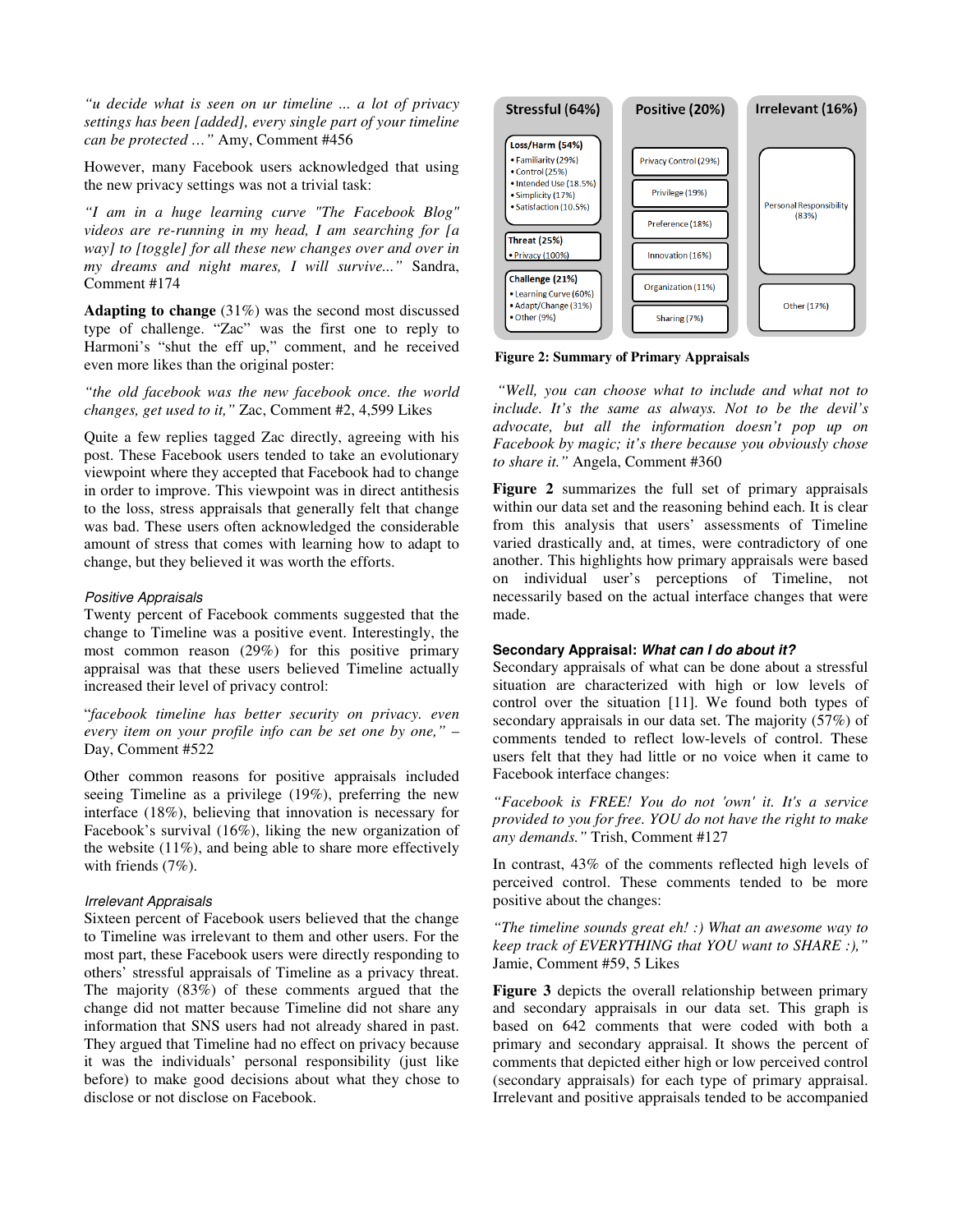*"u decide what is seen on ur timeline ... a lot of privacy settings has been [added], every single part of your timeline can be protected ..."* Amy, Comment #456

However, many Facebook users acknowledged that using the new privacy settings was not a trivial task:

*"I am in a huge learning curve "The Facebook Blog" videos are re-running in my head, I am searching for [a way] to [toggle] for all these new changes over and over in my dreams and night mares, I will survive..."* Sandra, Comment #174

**Adapting to change** (31%) was the second most discussed type of challenge. "Zac" was the first one to reply to Harmoni's "shut the eff up," comment, and he received even more likes than the original poster:

*"the old facebook was the new facebook once. the world changes, get used to it,"* Zac, Comment #2, 4,599 Likes

Quite a few replies tagged Zac directly, agreeing with his post. These Facebook users tended to take an evolutionary viewpoint where they accepted that Facebook had to change in order to improve. This viewpoint was in direct antithesis to the loss, stress appraisals that generally felt that change was bad. These users often acknowledged the considerable amount of stress that comes with learning how to adapt to change, but they believed it was worth the efforts.

### *Positive Appraisals*

Twenty percent of Facebook comments suggested that the change to Timeline was a positive event. Interestingly, the most common reason (29%) for this positive primary appraisal was that these users believed Timeline actually increased their level of privacy control:

"*facebook timeline has better security on privacy. even every item on your profile info can be set one by one,"* – Day, Comment #522

Other common reasons for positive appraisals included seeing Timeline as a privilege (19%), preferring the new interface (18%), believing that innovation is necessary for Facebook's survival (16%), liking the new organization of the website (11%), and being able to share more effectively with friends (7%).

### *Irrelevant Appraisals*

Sixteen percent of Facebook users believed that the change to Timeline was irrelevant to them and other users. For the most part, these Facebook users were directly responding to others' stressful appraisals of Timeline as a privacy threat. The majority (83%) of these comments argued that the change did not matter because Timeline did not share any information that SNS users had not already shared in past. They argued that Timeline had no effect on privacy because it was the individuals' personal responsibility (just like before) to make good decisions about what they chose to disclose or not disclose on Facebook.

| Stressful (64%) | Positive (20%) | Irrelevant (16%) |
|---|---|---|
| **Loss/Harm (54%)** • Familiarity (29%) • Control (25%) • Intended Use (18.5%) • Simplicity (17%) • Satisfaction (10.5%) | Privacy Control (29%) | Personal Responsibility (83%) |
| | Privilege (19%) | |
| **Threat (25%)** • Privacy (100%) | Preference (18%) | |
| | Innovation (16%) | |
| **Challenge (21%)** • Learning Curve (60%) • Adapt/Change (31%) • Other (9%) | Organization (11%) | Other (17%) |
| | Sharing (7%) | |

**Figure 2: Summary of Primary Appraisals**

*"Well, you can choose what to include and what not to include. It's the same as always. Not to be the devil's advocate, but all the information doesn't pop up on Facebook by magic; it's there because you obviously chose to share it."* Angela, Comment #360

**Figure 2** summarizes the full set of primary appraisals within our data set and the reasoning behind each. It is clear from this analysis that users' assessments of Timeline varied drastically and, at times, were contradictory of one another. This highlights how primary appraisals were based on individual user's perceptions of Timeline, not necessarily based on the actual interface changes that were made.

### Secondary Appraisal: *What can I do about it?*

Secondary appraisals of what can be done about a stressful situation are characterized with high or low levels of control over the situation [11]. We found both types of secondary appraisals in our data set. The majority (57%) of comments tended to reflect low-levels of control. These users felt that they had little or no voice when it came to Facebook interface changes:

*"Facebook is FREE! You do not 'own' it. It's a service provided to you for free. YOU do not have the right to make any demands."* Trish, Comment #127

In contrast, 43% of the comments reflected high levels of perceived control. These comments tended to be more positive about the changes:

*"The timeline sounds great eh! :) What an awesome way to keep track of EVERYTHING that YOU want to SHARE :),"* Jamie, Comment #59, 5 Likes

**Figure 3** depicts the overall relationship between primary and secondary appraisals in our data set. This graph is based on 642 comments that were coded with both a primary and secondary appraisal. It shows the percent of comments that depicted either high or low perceived control (secondary appraisals) for each type of primary appraisal. Irrelevant and positive appraisals tended to be accompanied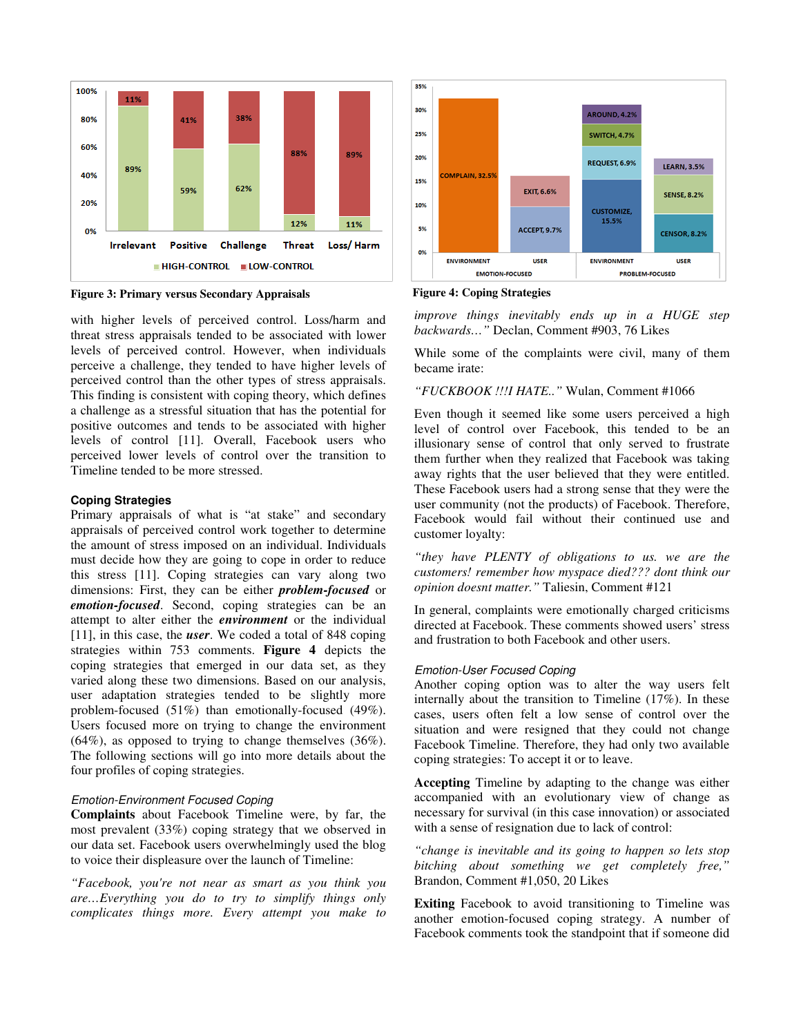Figure 3: Primary versus Secondary Appraisals

Figure 4: Coping Strategies

with higher levels of perceived control. Loss/harm and threat stress appraisals tended to be associated with lower levels of perceived control. However, when individuals perceive a challenge, they tended to have higher levels of perceived control than the other types of stress appraisals. This finding is consistent with coping theory, which defines a challenge as a stressful situation that has the potential for positive outcomes and tends to be associated with higher levels of control [11]. Overall, Facebook users who perceived lower levels of control over the transition to Timeline tended to be more stressed.

### Coping Strategies

Primary appraisals of what is "at stake" and secondary appraisals of perceived control work together to determine the amount of stress imposed on an individual. Individuals must decide how they are going to cope in order to reduce this stress [11]. Coping strategies can vary along two dimensions: First, they can be either ***problem-focused*** or ***emotion-focused***. Second, coping strategies can be an attempt to alter either the ***environment*** or the individual [11], in this case, the ***user***. We coded a total of 848 coping strategies within 753 comments. **Figure 4** depicts the coping strategies that emerged in our data set, as they varied along these two dimensions. Based on our analysis, user adaptation strategies tended to be slightly more problem-focused (51%) than emotionally-focused (49%). Users focused more on trying to change the environment (64%), as opposed to trying to change themselves (36%). The following sections will go into more details about the four profiles of coping strategies.

#### *Emotion-Environment Focused Coping*

**Complaints** about Facebook Timeline were, by far, the most prevalent (33%) coping strategy that we observed in our data set. Facebook users overwhelmingly used the blog to voice their displeasure over the launch of Timeline:

*"Facebook, you're not near as smart as you think you are…Everything you do to try to simplify things only complicates things more. Every attempt you make to improve things inevitably ends up in a HUGE step backwards…"* Declan, Comment #903, 76 Likes

While some of the complaints were civil, many of them became irate:

*"FUCKBOOK !!!I HATE.."* Wulan, Comment #1066

Even though it seemed like some users perceived a high level of control over Facebook, this tended to be an illusionary sense of control that only served to frustrate them further when they realized that Facebook was taking away rights that the user believed that they were entitled. These Facebook users had a strong sense that they were the user community (not the products) of Facebook. Therefore, Facebook would fail without their continued use and customer loyalty:

*"they have PLENTY of obligations to us. we are the customers! remember how myspace died??? dont think our opinion doesnt matter."* Taliesin, Comment #121

In general, complaints were emotionally charged criticisms directed at Facebook. These comments showed users' stress and frustration to both Facebook and other users.

#### *Emotion-User Focused Coping*

Another coping option was to alter the way users felt internally about the transition to Timeline (17%). In these cases, users often felt a low sense of control over the situation and were resigned that they could not change Facebook Timeline. Therefore, they had only two available coping strategies: To accept it or to leave.

**Accepting** Timeline by adapting to the change was either accompanied with an evolutionary view of change as necessary for survival (in this case innovation) or associated with a sense of resignation due to lack of control:

*"change is inevitable and its going to happen so lets stop bitching about something we get completely free,"* Brandon, Comment #1,050, 20 Likes

**Exiting** Facebook to avoid transitioning to Timeline was another emotion-focused coping strategy. A number of Facebook comments took the standpoint that if someone did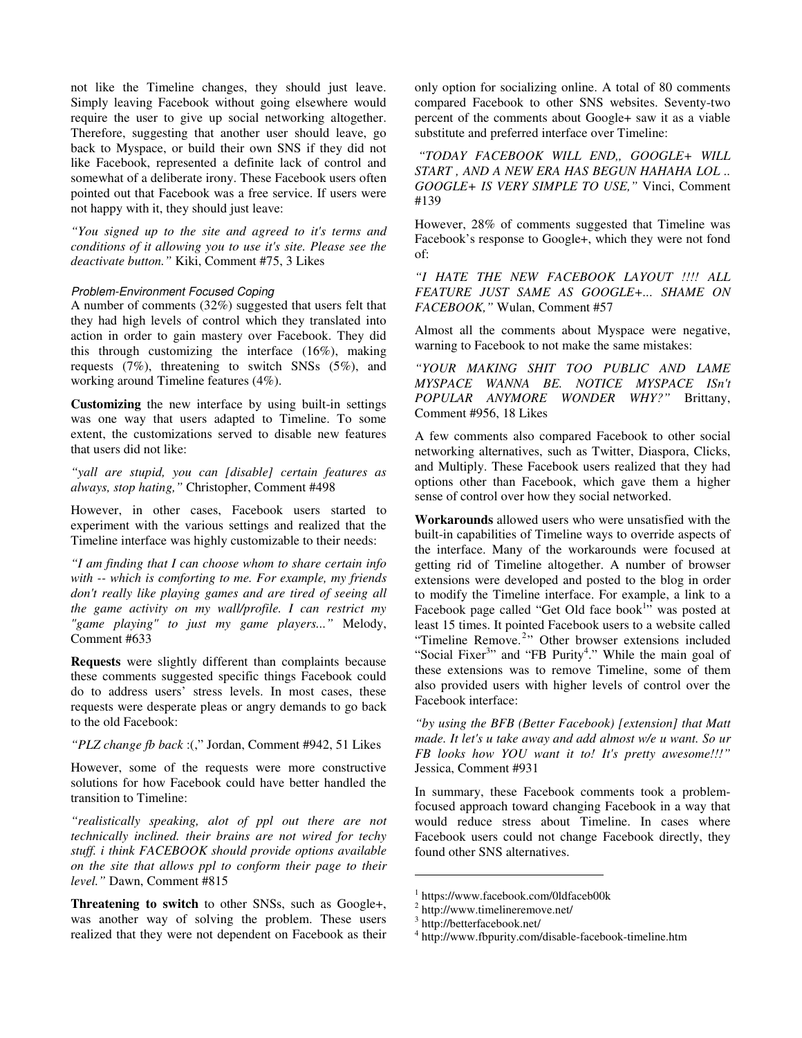not like the Timeline changes, they should just leave. Simply leaving Facebook without going elsewhere would require the user to give up social networking altogether. Therefore, suggesting that another user should leave, go back to Myspace, or build their own SNS if they did not like Facebook, represented a definite lack of control and somewhat of a deliberate irony. These Facebook users often pointed out that Facebook was a free service. If users were not happy with it, they should just leave:

*"You signed up to the site and agreed to it's terms and conditions of it allowing you to use it's site. Please see the deactivate button."* Kiki, Comment #75, 3 Likes

#### *Problem-Environment Focused Coping*

A number of comments (32%) suggested that users felt that they had high levels of control which they translated into action in order to gain mastery over Facebook. They did this through customizing the interface (16%), making requests (7%), threatening to switch SNSs (5%), and working around Timeline features (4%).

**Customizing** the new interface by using built-in settings was one way that users adapted to Timeline. To some extent, the customizations served to disable new features that users did not like:

*"yall are stupid, you can [disable] certain features as always, stop hating,"* Christopher, Comment #498

However, in other cases, Facebook users started to experiment with the various settings and realized that the Timeline interface was highly customizable to their needs:

*"I am finding that I can choose whom to share certain info with -- which is comforting to me. For example, my friends don't really like playing games and are tired of seeing all the game activity on my wall/profile. I can restrict my "game playing" to just my game players..."* Melody, Comment #633

**Requests** were slightly different than complaints because these comments suggested specific things Facebook could do to address users' stress levels. In most cases, these requests were desperate pleas or angry demands to go back to the old Facebook:

*"PLZ change fb back* :(," Jordan, Comment #942, 51 Likes

However, some of the requests were more constructive solutions for how Facebook could have better handled the transition to Timeline:

*"realistically speaking, alot of ppl out there are not technically inclined. their brains are not wired for techy stuff. i think FACEBOOK should provide options available on the site that allows ppl to conform their page to their level."* Dawn, Comment #815

**Threatening to switch** to other SNSs, such as Google+, was another way of solving the problem. These users realized that they were not dependent on Facebook as their only option for socializing online. A total of 80 comments compared Facebook to other SNS websites. Seventy-two percent of the comments about Google+ saw it as a viable substitute and preferred interface over Timeline:

*"TODAY FACEBOOK WILL END,, GOOGLE+ WILL START , AND A NEW ERA HAS BEGUN HAHAHA LOL .. GOOGLE+ IS VERY SIMPLE TO USE,"* Vinci, Comment #139

However, 28% of comments suggested that Timeline was Facebook's response to Google+, which they were not fond of:

*"I HATE THE NEW FACEBOOK LAYOUT !!!! ALL FEATURE JUST SAME AS GOOGLE+... SHAME ON FACEBOOK,"* Wulan, Comment #57

Almost all the comments about Myspace were negative, warning to Facebook to not make the same mistakes:

*"YOUR MAKING SHIT TOO PUBLIC AND LAME MYSPACE WANNA BE. NOTICE MYSPACE ISn't POPULAR ANYMORE WONDER WHY?"* Brittany, Comment #956, 18 Likes

A few comments also compared Facebook to other social networking alternatives, such as Twitter, Diaspora, Clicks, and Multiply. These Facebook users realized that they had options other than Facebook, which gave them a higher sense of control over how they social networked.

**Workarounds** allowed users who were unsatisfied with the built-in capabilities of Timeline ways to override aspects of the interface. Many of the workarounds were focused at getting rid of Timeline altogether. A number of browser extensions were developed and posted to the blog in order to modify the Timeline interface. For example, a link to a Facebook page called "Get Old face book[1]" was posted at least 15 times. It pointed Facebook users to a website called "Timeline Remove.[2]" Other browser extensions included "Social Fixer[3]" and "FB Purity[4]." While the main goal of these extensions was to remove Timeline, some of them also provided users with higher levels of control over the Facebook interface:

*"by using the BFB (Better Facebook) [extension] that Matt made. It let's u take away and add almost w/e u want. So ur FB looks how YOU want it to! It's pretty awesome!!!"* Jessica, Comment #931

In summary, these Facebook comments took a problem-focused approach toward changing Facebook in a way that would reduce stress about Timeline. In cases where Facebook users could not change Facebook directly, they found other SNS alternatives.

---

[1] https://www.facebook.com/0ldfaceb00k

[2] http://www.timelineremove.net/

[3] http://betterfacebook.net/

[4] http://www.fbpurity.com/disable-facebook-timeline.htm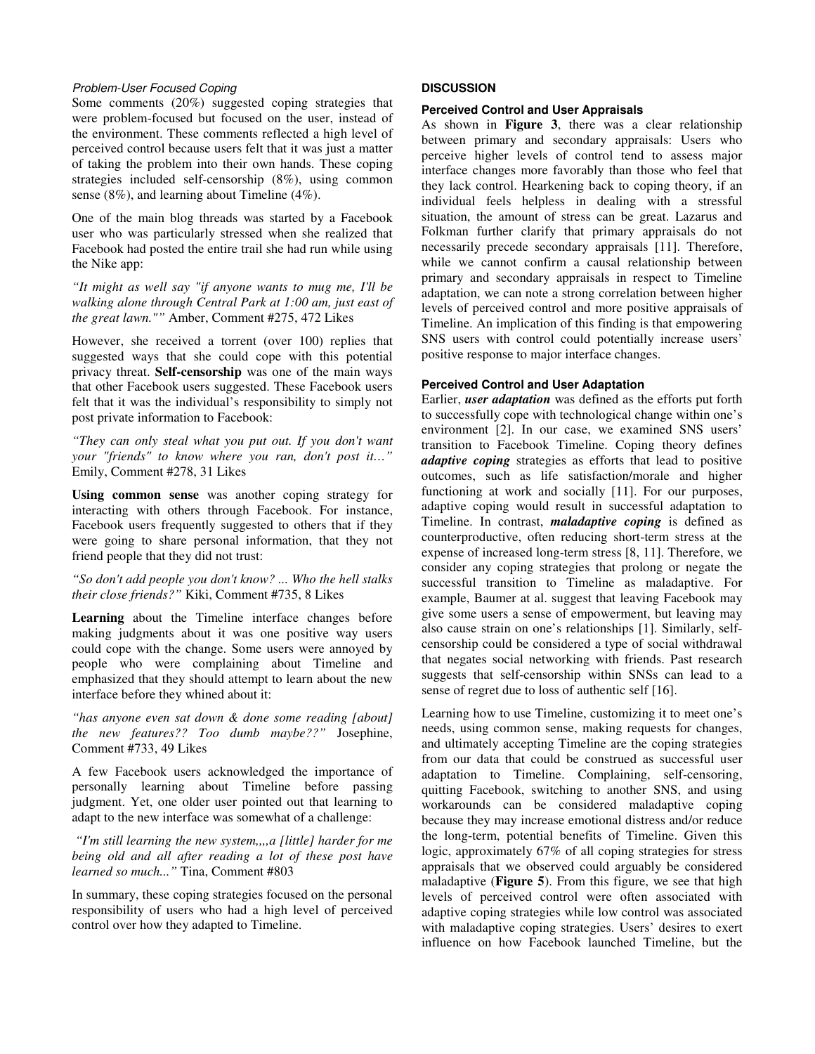#### *Problem-User Focused Coping*

Some comments (20%) suggested coping strategies that were problem-focused but focused on the user, instead of the environment. These comments reflected a high level of perceived control because users felt that it was just a matter of taking the problem into their own hands. These coping strategies included self-censorship (8%), using common sense (8%), and learning about Timeline (4%).

One of the main blog threads was started by a Facebook user who was particularly stressed when she realized that Facebook had posted the entire trail she had run while using the Nike app:

*"It might as well say "if anyone wants to mug me, I'll be walking alone through Central Park at 1:00 am, just east of the great lawn.""* Amber, Comment #275, 472 Likes

However, she received a torrent (over 100) replies that suggested ways that she could cope with this potential privacy threat. **Self-censorship** was one of the main ways that other Facebook users suggested. These Facebook users felt that it was the individual's responsibility to simply not post private information to Facebook:

*"They can only steal what you put out. If you don't want your "friends" to know where you ran, don't post it…"* Emily, Comment #278, 31 Likes

**Using common sense** was another coping strategy for interacting with others through Facebook. For instance, Facebook users frequently suggested to others that if they were going to share personal information, that they not friend people that they did not trust:

*"So don't add people you don't know? ... Who the hell stalks their close friends?"* Kiki, Comment #735, 8 Likes

**Learning** about the Timeline interface changes before making judgments about it was one positive way users could cope with the change. Some users were annoyed by people who were complaining about Timeline and emphasized that they should attempt to learn about the new interface before they whined about it:

*"has anyone even sat down & done some reading [about] the new features?? Too dumb maybe??"* Josephine, Comment #733, 49 Likes

A few Facebook users acknowledged the importance of personally learning about Timeline before passing judgment. Yet, one older user pointed out that learning to adapt to the new interface was somewhat of a challenge:

*"I'm still learning the new system,,,,a [little] harder for me being old and all after reading a lot of these post have learned so much..."* Tina, Comment #803

In summary, these coping strategies focused on the personal responsibility of users who had a high level of perceived control over how they adapted to Timeline.

## DISCUSSION

### Perceived Control and User Appraisals

As shown in **Figure 3**, there was a clear relationship between primary and secondary appraisals: Users who perceive higher levels of control tend to assess major interface changes more favorably than those who feel that they lack control. Hearkening back to coping theory, if an individual feels helpless in dealing with a stressful situation, the amount of stress can be great. Lazarus and Folkman further clarify that primary appraisals do not necessarily precede secondary appraisals [11]. Therefore, while we cannot confirm a causal relationship between primary and secondary appraisals in respect to Timeline adaptation, we can note a strong correlation between higher levels of perceived control and more positive appraisals of Timeline. An implication of this finding is that empowering SNS users with control could potentially increase users' positive response to major interface changes.

### Perceived Control and User Adaptation

Earlier, ***user adaptation*** was defined as the efforts put forth to successfully cope with technological change within one's environment [2]. In our case, we examined SNS users' transition to Facebook Timeline. Coping theory defines ***adaptive coping*** strategies as efforts that lead to positive outcomes, such as life satisfaction/morale and higher functioning at work and socially [11]. For our purposes, adaptive coping would result in successful adaptation to Timeline. In contrast, ***maladaptive coping*** is defined as counterproductive, often reducing short-term stress at the expense of increased long-term stress [8, 11]. Therefore, we consider any coping strategies that prolong or negate the successful transition to Timeline as maladaptive. For example, Baumer at al. suggest that leaving Facebook may give some users a sense of empowerment, but leaving may also cause strain on one's relationships [1]. Similarly, self-censorship could be considered a type of social withdrawal that negates social networking with friends. Past research suggests that self-censorship within SNSs can lead to a sense of regret due to loss of authentic self [16].

Learning how to use Timeline, customizing it to meet one's needs, using common sense, making requests for changes, and ultimately accepting Timeline are the coping strategies from our data that could be construed as successful user adaptation to Timeline. Complaining, self-censoring, quitting Facebook, switching to another SNS, and using workarounds can be considered maladaptive coping because they may increase emotional distress and/or reduce the long-term, potential benefits of Timeline. Given this logic, approximately 67% of all coping strategies for stress appraisals that we observed could arguably be considered maladaptive (**Figure 5**). From this figure, we see that high levels of perceived control were often associated with adaptive coping strategies while low control was associated with maladaptive coping strategies. Users' desires to exert influence on how Facebook launched Timeline, but the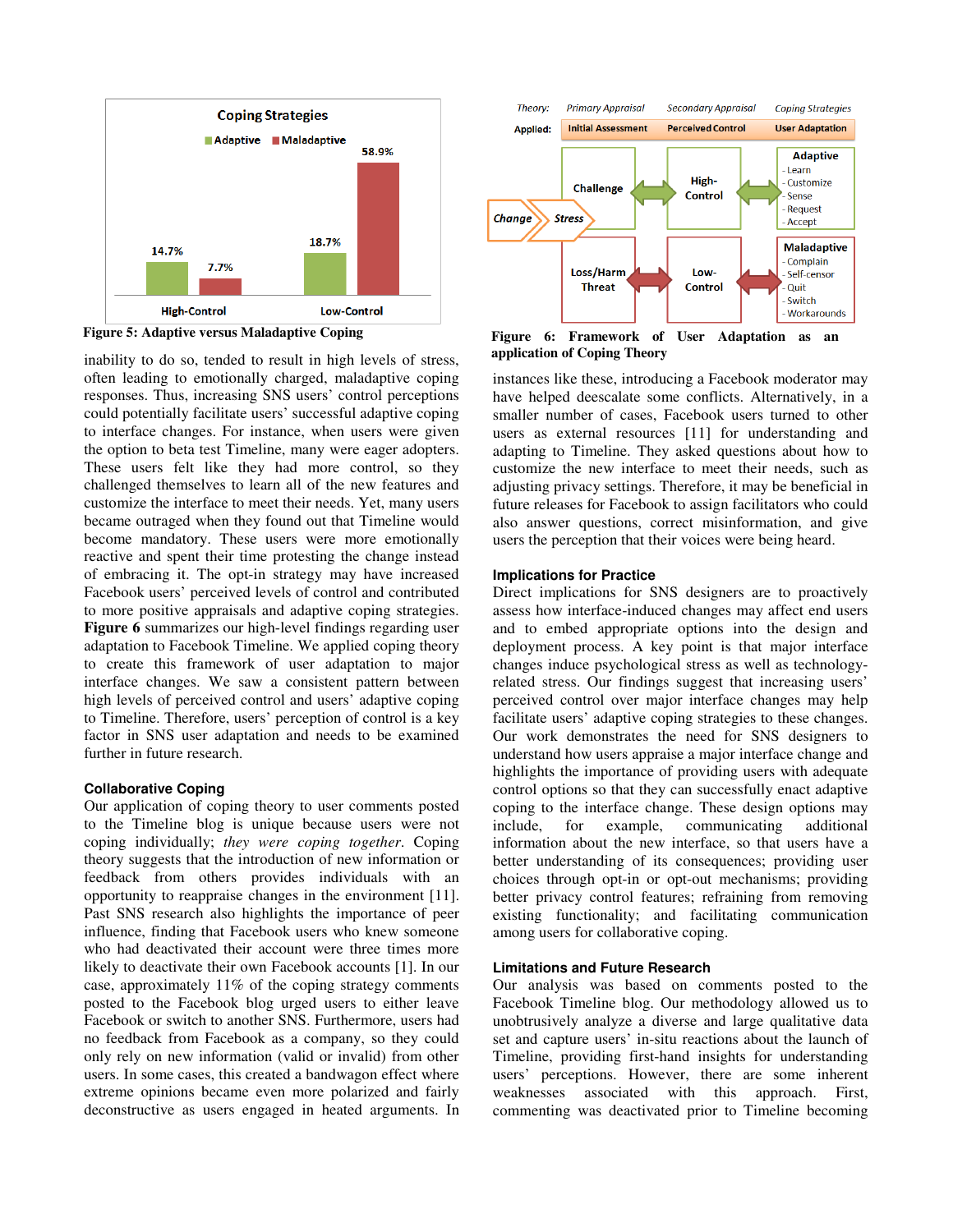Coping Strategies

Adaptive Maladaptive

14.7%
7.7%
18.7%
58.9%

High-Control
Low-Control

**Figure 5: Adaptive versus Maladaptive Coping**

inability to do so, tended to result in high levels of stress, often leading to emotionally charged, maladaptive coping responses. Thus, increasing SNS users' control perceptions could potentially facilitate users' successful adaptive coping to interface changes. For instance, when users were given the option to beta test Timeline, many were eager adopters. These users felt like they had more control, so they challenged themselves to learn all of the new features and customize the interface to meet their needs. Yet, many users became outraged when they found out that Timeline would become mandatory. These users were more emotionally reactive and spent their time protesting the change instead of embracing it. The opt-in strategy may have increased Facebook users' perceived levels of control and contributed to more positive appraisals and adaptive coping strategies. **Figure 6** summarizes our high-level findings regarding user adaptation to Facebook Timeline. We applied coping theory to create this framework of user adaptation to major interface changes. We saw a consistent pattern between high levels of perceived control and users' adaptive coping to Timeline. Therefore, users' perception of control is a key factor in SNS user adaptation and needs to be examined further in future research.

### Collaborative Coping

Our application of coping theory to user comments posted to the Timeline blog is unique because users were not coping individually; *they were coping together*. Coping theory suggests that the introduction of new information or feedback from others provides individuals with an opportunity to reappraise changes in the environment [11]. Past SNS research also highlights the importance of peer influence, finding that Facebook users who knew someone who had deactivated their account were three times more likely to deactivate their own Facebook accounts [1]. In our case, approximately 11% of the coping strategy comments posted to the Facebook blog urged users to either leave Facebook or switch to another SNS. Furthermore, users had no feedback from Facebook as a company, so they could only rely on new information (valid or invalid) from other users. In some cases, this created a bandwagon effect where extreme opinions became even more polarized and fairly deconstructive as users engaged in heated arguments. In

Theory: Primary Appraisal | Secondary Appraisal | Coping Strategies

Applied: Initial Assessment | Perceived Control | User Adaptation

Change → Stress

Challenge ↔ High-Control ↔ Adaptive
- Learn
- Customize
- Sense
- Request
- Accept

Loss/Harm Threat ↔ Low-Control ↔ Maladaptive
- Complain
- Self-censor
- Quit
- Switch
- Workarounds

**Figure 6: Framework of User Adaptation as an application of Coping Theory**

instances like these, introducing a Facebook moderator may have helped deescalate some conflicts. Alternatively, in a smaller number of cases, Facebook users turned to other users as external resources [11] for understanding and adapting to Timeline. They asked questions about how to customize the new interface to meet their needs, such as adjusting privacy settings. Therefore, it may be beneficial in future releases for Facebook to assign facilitators who could also answer questions, correct misinformation, and give users the perception that their voices were being heard.

### Implications for Practice

Direct implications for SNS designers are to proactively assess how interface-induced changes may affect end users and to embed appropriate options into the design and deployment process. A key point is that major interface changes induce psychological stress as well as technology-related stress. Our findings suggest that increasing users' perceived control over major interface changes may help facilitate users' adaptive coping strategies to these changes. Our work demonstrates the need for SNS designers to understand how users appraise a major interface change and highlights the importance of providing users with adequate control options so that they can successfully enact adaptive coping to the interface change. These design options may include, for example, communicating additional information about the new interface, so that users have a better understanding of its consequences; providing user choices through opt-in or opt-out mechanisms; providing better privacy control features; refraining from removing existing functionality; and facilitating communication among users for collaborative coping.

### Limitations and Future Research

Our analysis was based on comments posted to the Facebook Timeline blog. Our methodology allowed us to unobtrusively analyze a diverse and large qualitative data set and capture users' in-situ reactions about the launch of Timeline, providing first-hand insights for understanding users' perceptions. However, there are some inherent weaknesses associated with this approach. First, commenting was deactivated prior to Timeline becoming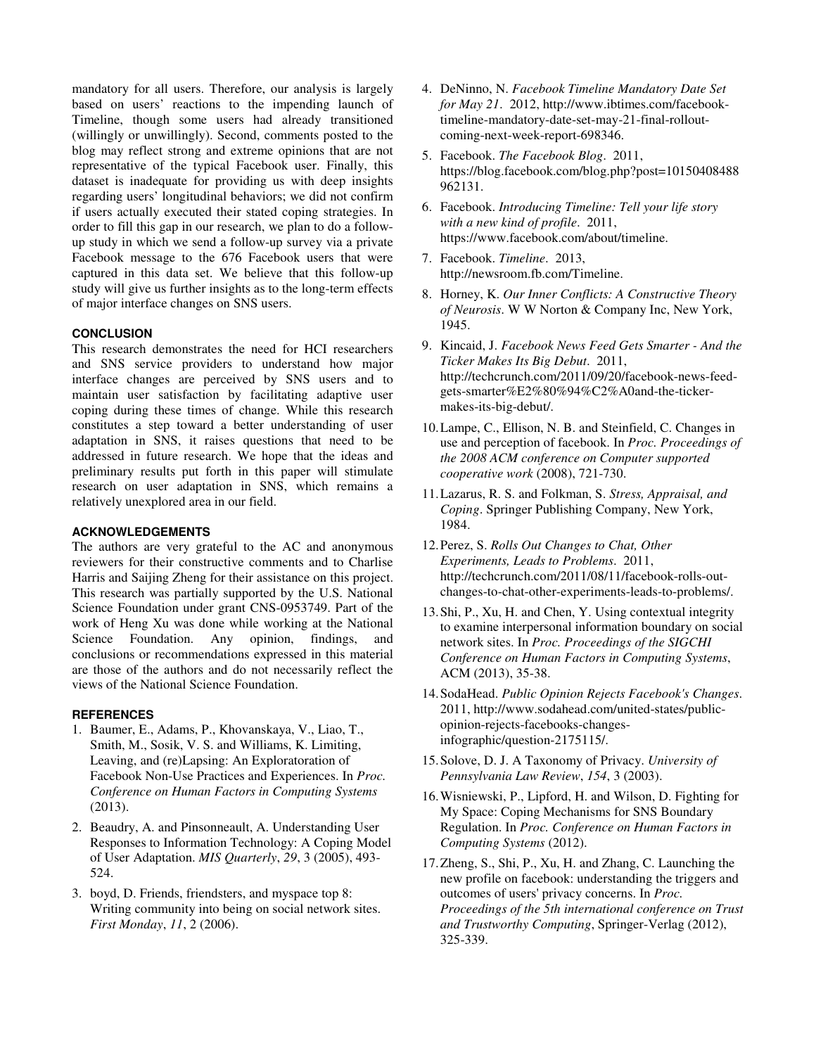mandatory for all users. Therefore, our analysis is largely based on users' reactions to the impending launch of Timeline, though some users had already transitioned (willingly or unwillingly). Second, comments posted to the blog may reflect strong and extreme opinions that are not representative of the typical Facebook user. Finally, this dataset is inadequate for providing us with deep insights regarding users' longitudinal behaviors; we did not confirm if users actually executed their stated coping strategies. In order to fill this gap in our research, we plan to do a follow-up study in which we send a follow-up survey via a private Facebook message to the 676 Facebook users that were captured in this data set. We believe that this follow-up study will give us further insights as to the long-term effects of major interface changes on SNS users.

## CONCLUSION

This research demonstrates the need for HCI researchers and SNS service providers to understand how major interface changes are perceived by SNS users and to maintain user satisfaction by facilitating adaptive user coping during these times of change. While this research constitutes a step toward a better understanding of user adaptation in SNS, it raises questions that need to be addressed in future research. We hope that the ideas and preliminary results put forth in this paper will stimulate research on user adaptation in SNS, which remains a relatively unexplored area in our field.

## ACKNOWLEDGEMENTS

The authors are very grateful to the AC and anonymous reviewers for their constructive comments and to Charlise Harris and Saijing Zheng for their assistance on this project. This research was partially supported by the U.S. National Science Foundation under grant CNS-0953749. Part of the work of Heng Xu was done while working at the National Science Foundation. Any opinion, findings, and conclusions or recommendations expressed in this material are those of the authors and do not necessarily reflect the views of the National Science Foundation.

## REFERENCES

1. Baumer, E., Adams, P., Khovanskaya, V., Liao, T., Smith, M., Sosik, V. S. and Williams, K. Limiting, Leaving, and (re)Lapsing: An Exploratoration of Facebook Non-Use Practices and Experiences. In *Proc. Conference on Human Factors in Computing Systems* (2013).
2. Beaudry, A. and Pinsonneault, A. Understanding User Responses to Information Technology: A Coping Model of User Adaptation. *MIS Quarterly*, *29*, 3 (2005), 493-524.
3. boyd, D. Friends, friendsters, and myspace top 8: Writing community into being on social network sites. *First Monday*, *11*, 2 (2006).
4. DeNinno, N. *Facebook Timeline Mandatory Date Set for May 21*. 2012, http://www.ibtimes.com/facebook-timeline-mandatory-date-set-may-21-final-rollout-coming-next-week-report-698346.
5. Facebook. *The Facebook Blog*. 2011, https://blog.facebook.com/blog.php?post=10150408488962131.
6. Facebook. *Introducing Timeline: Tell your life story with a new kind of profile*. 2011, https://www.facebook.com/about/timeline.
7. Facebook. *Timeline*. 2013, http://newsroom.fb.com/Timeline.
8. Horney, K. *Our Inner Conflicts: A Constructive Theory of Neurosis*. W W Norton & Company Inc, New York, 1945.
9. Kincaid, J. *Facebook News Feed Gets Smarter - And the Ticker Makes Its Big Debut*. 2011, http://techcrunch.com/2011/09/20/facebook-news-feed-gets-smarter%E2%80%94%C2%A0and-the-ticker-makes-its-big-debut/.
10. Lampe, C., Ellison, N. B. and Steinfield, C. Changes in use and perception of facebook. In *Proc. Proceedings of the 2008 ACM conference on Computer supported cooperative work* (2008), 721-730.
11. Lazarus, R. S. and Folkman, S. *Stress, Appraisal, and Coping*. Springer Publishing Company, New York, 1984.
12. Perez, S. *Rolls Out Changes to Chat, Other Experiments, Leads to Problems*. 2011, http://techcrunch.com/2011/08/11/facebook-rolls-out-changes-to-chat-other-experiments-leads-to-problems/.
13. Shi, P., Xu, H. and Chen, Y. Using contextual integrity to examine interpersonal information boundary on social network sites. In *Proc. Proceedings of the SIGCHI Conference on Human Factors in Computing Systems*, ACM (2013), 35-38.
14. SodaHead. *Public Opinion Rejects Facebook's Changes*. 2011, http://www.sodahead.com/united-states/public-opinion-rejects-facebooks-changes-infographic/question-2175115/.
15. Solove, D. J. A Taxonomy of Privacy. *University of Pennsylvania Law Review*, *154*, 3 (2003).
16. Wisniewski, P., Lipford, H. and Wilson, D. Fighting for My Space: Coping Mechanisms for SNS Boundary Regulation. In *Proc. Conference on Human Factors in Computing Systems* (2012).
17. Zheng, S., Shi, P., Xu, H. and Zhang, C. Launching the new profile on facebook: understanding the triggers and outcomes of users' privacy concerns. In *Proc. Proceedings of the 5th international conference on Trust and Trustworthy Computing*, Springer-Verlag (2012), 325-339.